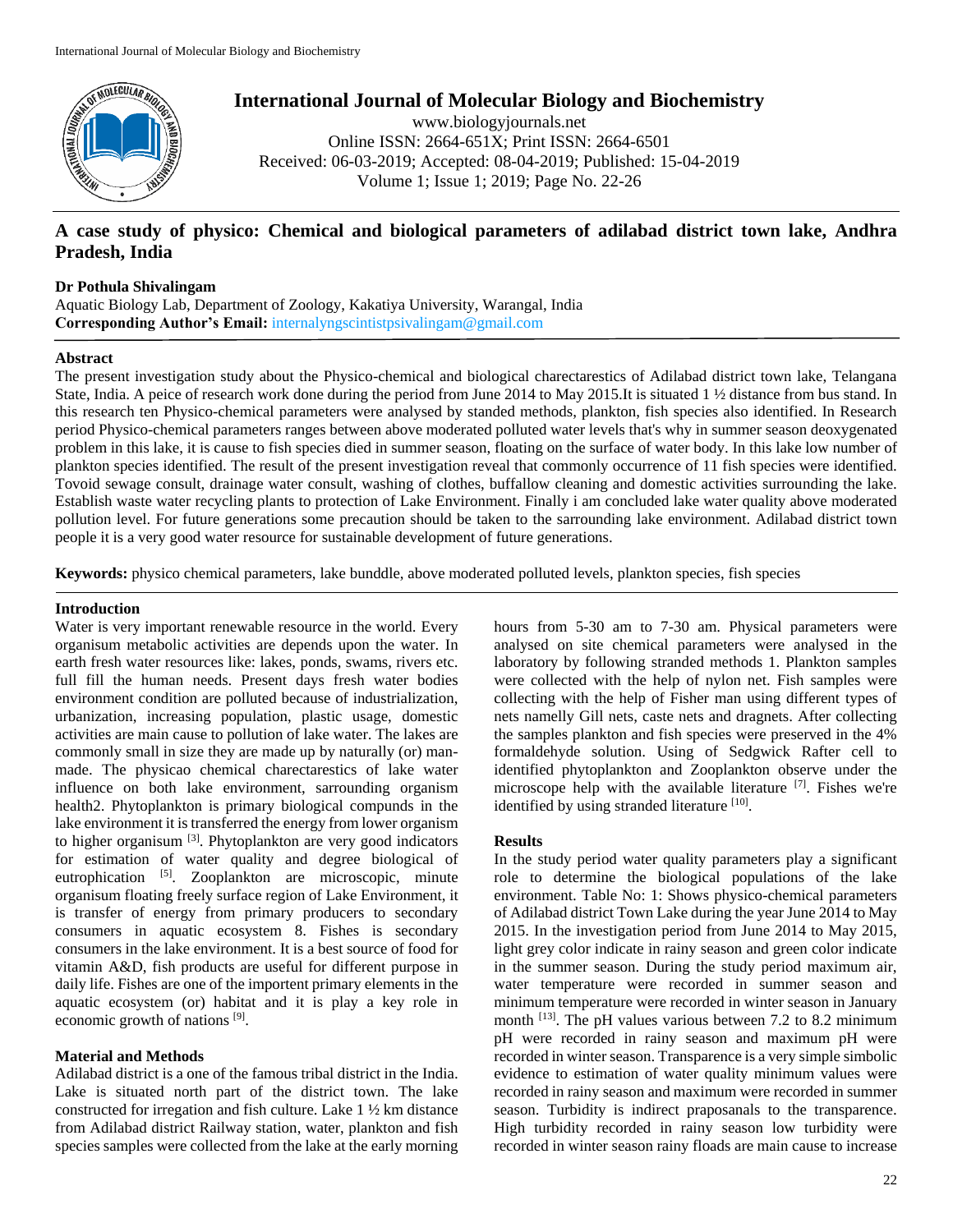# International Journal of Molecular Biology and Biochemistry

www.biologyjournals.net
Online ISSN: 2664-651X; Print ISSN: 2664-6501
Received: 06-03-2019; Accepted: 08-04-2019; Published: 15-04-2019
Volume 1; Issue 1; 2019; Page No. 22-26

## A case study of physico: Chemical and biological parameters of adilabad district town lake, Andhra Pradesh, India

**Dr Pothula Shivalingam**
Aquatic Biology Lab, Department of Zoology, Kakatiya University, Warangal, India
**Corresponding Author's Email:** internalyngscintistpsivalingam@gmail.com

### Abstract

The present investigation study about the Physico-chemical and biological charectarestics of Adilabad district town lake, Telangana State, India. A peice of research work done during the period from June 2014 to May 2015.It is situated 1 ½ distance from bus stand. In this research ten Physico-chemical parameters were analysed by standed methods, plankton, fish species also identified. In Research period Physico-chemical parameters ranges between above moderated polluted water levels that's why in summer season deoxygenated problem in this lake, it is cause to fish species died in summer season, floating on the surface of water body. In this lake low number of plankton species identified. The result of the present investigation reveal that commonly occurrence of 11 fish species were identified. Tovoid sewage consult, drainage water consult, washing of clothes, buffallow cleaning and domestic activities surrounding the lake. Establish waste water recycling plants to protection of Lake Environment. Finally i am concluded lake water quality above moderated pollution level. For future generations some precaution should be taken to the sarrounding lake environment. Adilabad district town people it is a very good water resource for sustainable development of future generations.

**Keywords:** physico chemical parameters, lake bunddle, above moderated polluted levels, plankton species, fish species

### Introduction

Water is very important renewable resource in the world. Every organisum metabolic activities are depends upon the water. In earth fresh water resources like: lakes, ponds, swams, rivers etc. full fill the human needs. Present days fresh water bodies environment condition are polluted because of industrialization, urbanization, increasing population, plastic usage, domestic activities are main cause to pollution of lake water. The lakes are commonly small in size they are made up by naturally (or) man-made. The physicao chemical charectarestics of lake water influence on both lake environment, sarrounding organism health2. Phytoplankton is primary biological compunds in the lake environment it is transferred the energy from lower organism to higher organisum [3]. Phytoplankton are very good indicators for estimation of water quality and degree biological of eutrophication [5]. Zooplankton are microscopic, minute organisum floating freely surface region of Lake Environment, it is transfer of energy from primary producers to secondary consumers in aquatic ecosystem 8. Fishes is secondary consumers in the lake environment. It is a best source of food for vitamin A&D, fish products are useful for different purpose in daily life. Fishes are one of the importent primary elements in the aquatic ecosystem (or) habitat and it is play a key role in economic growth of nations [9].

### Material and Methods

Adilabad district is a one of the famous tribal district in the India. Lake is situated north part of the district town. The lake constructed for irregation and fish culture. Lake 1 ½ km distance from Adilabad district Railway station, water, plankton and fish species samples were collected from the lake at the early morning hours from 5-30 am to 7-30 am. Physical parameters were analysed on site chemical parameters were analysed in the laboratory by following stranded methods 1. Plankton samples were collected with the help of nylon net. Fish samples were collecting with the help of Fisher man using different types of nets namely Gill nets, caste nets and dragnets. After collecting the samples plankton and fish species were preserved in the 4% formaldehyde solution. Using of Sedgwick Rafter cell to identified phytoplankton and Zooplankton observe under the microscope help with the available literature [7]. Fishes we're identified by using stranded literature [10].

### Results

In the study period water quality parameters play a significant role to determine the biological populations of the lake environment. Table No: 1: Shows physico-chemical parameters of Adilabad district Town Lake during the year June 2014 to May 2015. In the investigation period from June 2014 to May 2015, light grey color indicate in rainy season and green color indicate in the summer season. During the study period maximum air, water temperature were recorded in summer season and minimum temperature were recorded in winter season in January month [13]. The pH values various between 7.2 to 8.2 minimum pH were recorded in rainy season and maximum pH were recorded in winter season. Transparence is a very simple simbolic evidence to estimation of water quality minimum values were recorded in rainy season and maximum were recorded in summer season. Turbidity is indirect praposanals to the transparence. High turbidity recorded in rainy season low turbidity were recorded in winter season rainy floads are main cause to increase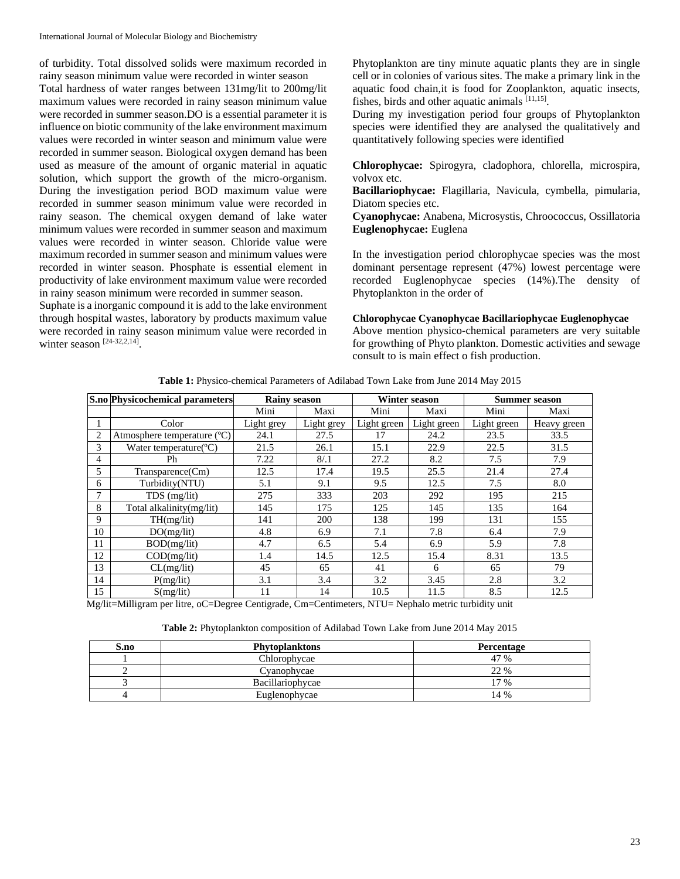of turbidity. Total dissolved solids were maximum recorded in rainy season minimum value were recorded in winter season

Total hardness of water ranges between 131mg/lit to 200mg/lit maximum values were recorded in rainy season minimum value were recorded in summer season.DO is a essential parameter it is influence on biotic community of the lake environment maximum values were recorded in winter season and minimum value were recorded in summer season. Biological oxygen demand has been used as measure of the amount of organic material in aquatic solution, which support the growth of the micro-organism. During the investigation period BOD maximum value were recorded in summer season minimum value were recorded in rainy season. The chemical oxygen demand of lake water minimum values were recorded in summer season and maximum values were recorded in winter season. Chloride value were maximum recorded in summer season and minimum values were recorded in winter season. Phosphate is essential element in productivity of lake environment maximum value were recorded in rainy season minimum were recorded in summer season.

Suphate is a inorganic compound it is add to the lake environment through hospital wastes, laboratory by products maximum value were recorded in rainy season minimum value were recorded in winter season [24-32,2,14].

Phytoplankton are tiny minute aquatic plants they are in single cell or in colonies of various sites. The make a primary link in the aquatic food chain,it is food for Zooplankton, aquatic insects, fishes, birds and other aquatic animals [11,15].

During my investigation period four groups of Phytoplankton species were identified they are analysed the qualitatively and quantitatively following species were identified

**Chlorophycae:** Spirogyra, cladophora, chlorella, microspira, volvox etc.

**Bacillariophycae:** Flagillaria, Navicula, cymbella, pimularia, Diatom species etc.

**Cyanophycae:** Anabena, Microsystis, Chroococcus, Ossillatoria

**Euglenophycae:** Euglena

In the investigation period chlorophycae species was the most dominant persentage represent (47%) lowest percentage were recorded Euglenophycae species (14%).The density of Phytoplankton in the order of

**Chlorophycae Cyanophycae Bacillariophycae Euglenophycae**

Above mention physico-chemical parameters are very suitable for growthing of Phyto plankton. Domestic activities and sewage consult to is main effect o fish production.

**Table 1:** Physico-chemical Parameters of Adilabad Town Lake from June 2014 May 2015

| S.no | Physicochemical parameters | Rainy season | | Winter season | | Summer season | |
|---|---|---|---|---|---|---|---|
| | | Mini | Maxi | Mini | Maxi | Mini | Maxi |
| 1 | Color | Light grey | Light grey | Light green | Light green | Light green | Heavy green |
| 2 | Atmosphere temperature (°C) | 24.1 | 27.5 | 17 | 24.2 | 23.5 | 33.5 |
| 3 | Water temperature(°C) | 21.5 | 26.1 | 15.1 | 22.9 | 22.5 | 31.5 |
| 4 | Ph | 7.22 | 8/.1 | 27.2 | 8.2 | 7.5 | 7.9 |
| 5 | Transparence(Cm) | 12.5 | 17.4 | 19.5 | 25.5 | 21.4 | 27.4 |
| 6 | Turbidity(NTU) | 5.1 | 9.1 | 9.5 | 12.5 | 7.5 | 8.0 |
| 7 | TDS (mg/lit) | 275 | 333 | 203 | 292 | 195 | 215 |
| 8 | Total alkalinity(mg/lit) | 145 | 175 | 125 | 145 | 135 | 164 |
| 9 | TH(mg/lit) | 141 | 200 | 138 | 199 | 131 | 155 |
| 10 | DO(mg/lit) | 4.8 | 6.9 | 7.1 | 7.8 | 6.4 | 7.9 |
| 11 | BOD(mg/lit) | 4.7 | 6.5 | 5.4 | 6.9 | 5.9 | 7.8 |
| 12 | COD(mg/lit) | 1.4 | 14.5 | 12.5 | 15.4 | 8.31 | 13.5 |
| 13 | CL(mg/lit) | 45 | 65 | 41 | 6 | 65 | 79 |
| 14 | P(mg/lit) | 3.1 | 3.4 | 3.2 | 3.45 | 2.8 | 3.2 |
| 15 | S(mg/lit) | 11 | 14 | 10.5 | 11.5 | 8.5 | 12.5 |

Mg/lit=Milligram per litre, oC=Degree Centigrade, Cm=Centimeters, NTU= Nephalo metric turbidity unit

**Table 2:** Phytoplankton composition of Adilabad Town Lake from June 2014 May 2015

| S.no | Phytoplanktons | Percentage |
|---|---|---|
| 1 | Chlorophycae | 47 % |
| 2 | Cyanophycae | 22 % |
| 3 | Bacillariophycae | 17 % |
| 4 | Euglenophycae | 14 % |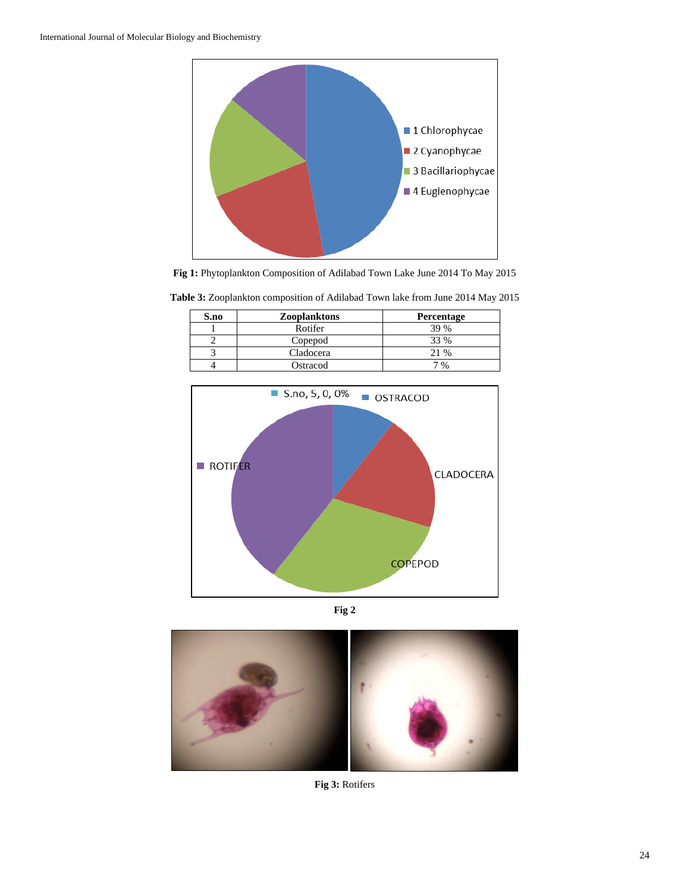**Fig 1:** Phytoplankton Composition of Adilabad Town Lake June 2014 To May 2015

**Table 3:** Zooplankton composition of Adilabad Town lake from June 2014 May 2015

| S.no | Zooplanktons | Percentage |
|---|---|---|
| 1 | Rotifer | 39 % |
| 2 | Copepod | 33 % |
| 3 | Cladocera | 21 % |
| 4 | Ostracod | 7 % |

**Fig 2**

**Fig 3:** Rotifers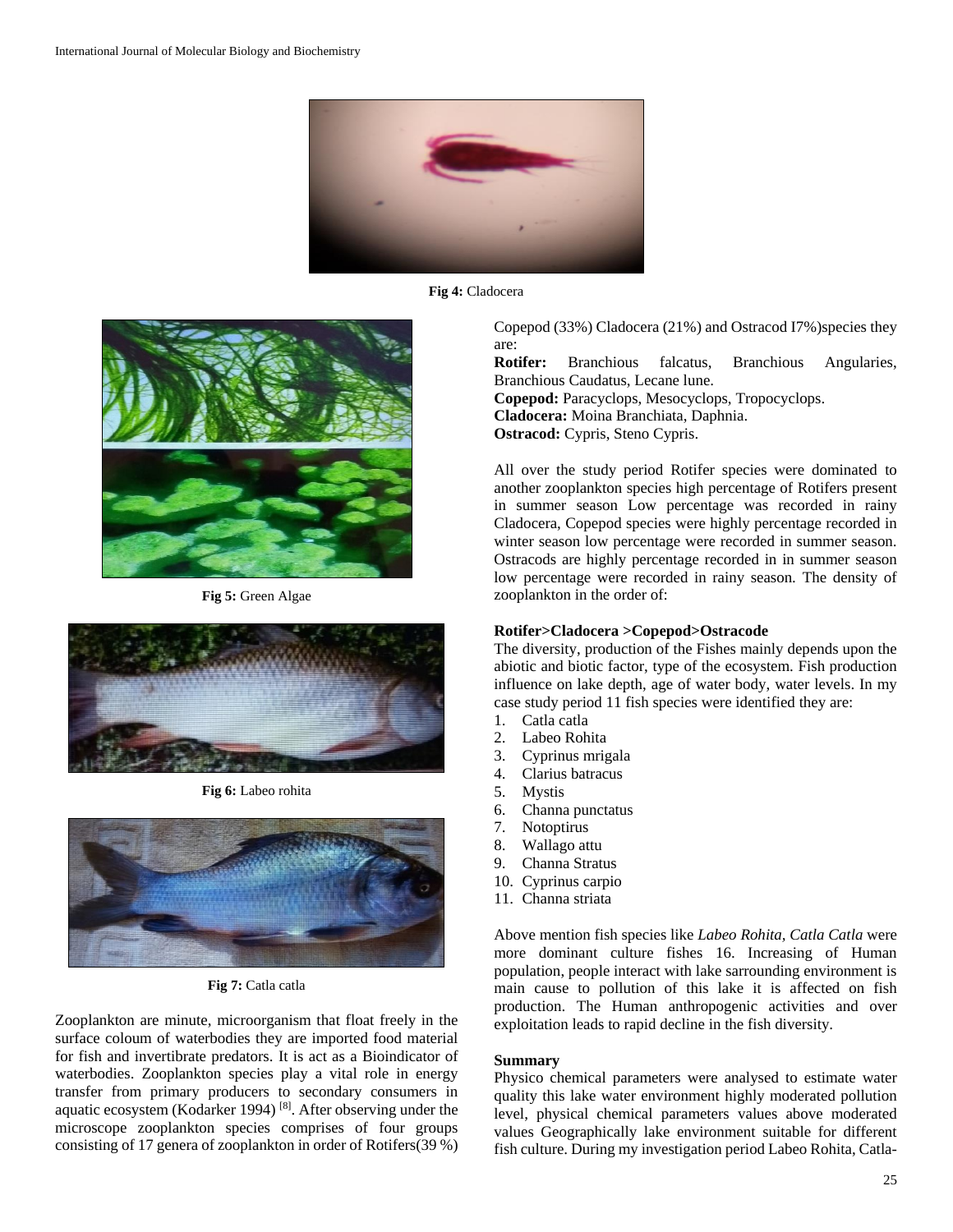Fig 4: Cladocera

Fig 5: Green Algae

Fig 6: Labeo rohita

Fig 7: Catla catla

Zooplankton are minute, microorganism that float freely in the surface coloum of waterbodies they are imported food material for fish and invertibrate predators. It is act as a Bioindicator of waterbodies. Zooplankton species play a vital role in energy transfer from primary producers to secondary consumers in aquatic ecosystem (Kodarker 1994) [8]. After observing under the microscope zooplankton species comprises of four groups consisting of 17 genera of zooplankton in order of Rotifers(39 %) Copepod (33%) Cladocera (21%) and Ostracod I7%)species they are:

**Rotifer:** Branchious falcatus, Branchious Angularies, Branchious Caudatus, Lecane lune.
**Copepod:** Paracyclops, Mesocyclops, Tropocyclops.
**Cladocera:** Moina Branchiata, Daphnia.
**Ostracod:** Cypris, Steno Cypris.

All over the study period Rotifer species were dominated to another zooplankton species high percentage of Rotifers present in summer season Low percentage was recorded in rainy Cladocera, Copepod species were highly percentage recorded in winter season low percentage were recorded in summer season. Ostracods are highly percentage recorded in in summer season low percentage were recorded in rainy season. The density of zooplankton in the order of:

**Rotifer>Cladocera >Copepod>Ostracode**

The diversity, production of the Fishes mainly depends upon the abiotic and biotic factor, type of the ecosystem. Fish production influence on lake depth, age of water body, water levels. In my case study period 11 fish species were identified they are:

1. Catla catla
2. Labeo Rohita
3. Cyprinus mrigala
4. Clarius batracus
5. Mystis
6. Channa punctatus
7. Notoptirus
8. Wallago attu
9. Channa Stratus
10. Cyprinus carpio
11. Channa striata

Above mention fish species like *Labeo Rohita, Catla Catla* were more dominant culture fishes 16. Increasing of Human population, people interact with lake sarrounding environment is main cause to pollution of this lake it is affected on fish production. The Human anthropogenic activities and over exploitation leads to rapid decline in the fish diversity.

## Summary

Physico chemical parameters were analysed to estimate water quality this lake water environment highly moderated pollution level, physical chemical parameters values above moderated values Geographically lake environment suitable for different fish culture. During my investigation period Labeo Rohita, Catla-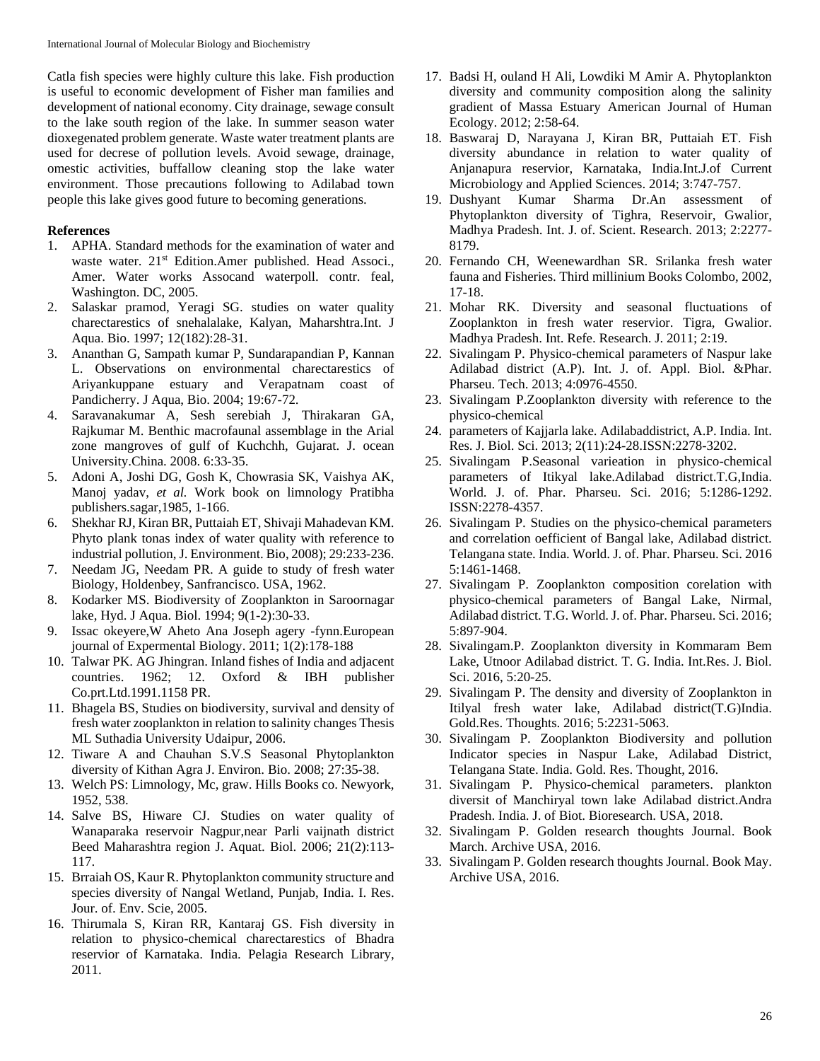Catla fish species were highly culture this lake. Fish production is useful to economic development of Fisher man families and development of national economy. City drainage, sewage consult to the lake south region of the lake. In summer season water dioxegenated problem generate. Waste water treatment plants are used for decrese of pollution levels. Avoid sewage, drainage, omestic activities, buffallow cleaning stop the lake water environment. Those precautions following to Adilabad town people this lake gives good future to becoming generations.

## References

1. APHA. Standard methods for the examination of water and waste water. 21st Edition.Amer published. Head Associ., Amer. Water works Assocand waterpoll. contr. feal, Washington. DC, 2005.
2. Salaskar pramod, Yeragi SG. studies on water quality charectarestics of snehalalake, Kalyan, Maharshtra.Int. J Aqua. Bio. 1997; 12(182):28-31.
3. Ananthan G, Sampath kumar P, Sundarapandian P, Kannan L. Observations on environmental charectarestics of Ariyankuppane estuary and Verapatnam coast of Pandicherry. J Aqua, Bio. 2004; 19:67-72.
4. Saravanakumar A, Sesh serebiah J, Thirakaran GA, Rajkumar M. Benthic macrofaunal assemblage in the Arial zone mangroves of gulf of Kuchchh, Gujarat. J. ocean University.China. 2008. 6:33-35.
5. Adoni A, Joshi DG, Gosh K, Chowrasia SK, Vaishya AK, Manoj yadav, *et al.* Work book on limnology Pratibha publishers.sagar,1985, 1-166.
6. Shekhar RJ, Kiran BR, Puttaiah ET, Shivaji Mahadevan KM. Phyto plank tonas index of water quality with reference to industrial pollution, J. Environment. Bio, 2008); 29:233-236.
7. Needam JG, Needam PR. A guide to study of fresh water Biology, Holdenbey, Sanfrancisco. USA, 1962.
8. Kodarker MS. Biodiversity of Zooplankton in Saroornagar lake, Hyd. J Aqua. Biol. 1994; 9(1-2):30-33.
9. Issac okeyere,W Aheto Ana Joseph agery -fynn.European journal of Expermental Biology. 2011; 1(2):178-188
10. Talwar PK. AG Jhingran. Inland fishes of India and adjacent countries. 1962; 12. Oxford & IBH publisher Co.prt.Ltd.1991.1158 PR.
11. Bhagela BS, Studies on biodiversity, survival and density of fresh water zooplankton in relation to salinity changes Thesis ML Suthadia University Udaipur, 2006.
12. Tiware A and Chauhan S.V.S Seasonal Phytoplankton diversity of Kithan Agra J. Environ. Bio. 2008; 27:35-38.
13. Welch PS: Limnology, Mc, graw. Hills Books co. Newyork, 1952, 538.
14. Salve BS, Hiware CJ. Studies on water quality of Wanaparaka reservoir Nagpur,near Parli vaijnath district Beed Maharashtra region J. Aquat. Biol. 2006; 21(2):113-117.
15. Brraiah OS, Kaur R. Phytoplankton community structure and species diversity of Nangal Wetland, Punjab, India. I. Res. Jour. of. Env. Scie, 2005.
16. Thirumala S, Kiran RR, Kantaraj GS. Fish diversity in relation to physico-chemical charectarestics of Bhadra reservior of Karnataka. India. Pelagia Research Library, 2011.
17. Badsi H, ouland H Ali, Lowdiki M Amir A. Phytoplankton diversity and community composition along the salinity gradient of Massa Estuary American Journal of Human Ecology. 2012; 2:58-64.
18. Baswaraj D, Narayana J, Kiran BR, Puttaiah ET. Fish diversity abundance in relation to water quality of Anjanapura reservior, Karnataka, India.Int.J.of Current Microbiology and Applied Sciences. 2014; 3:747-757.
19. Dushyant Kumar Sharma Dr.An assessment of Phytoplankton diversity of Tighra, Reservoir, Gwalior, Madhya Pradesh. Int. J. of. Scient. Research. 2013; 2:2277-8179.
20. Fernando CH, Weenewardhan SR. Srilanka fresh water fauna and Fisheries. Third millinium Books Colombo, 2002, 17-18.
21. Mohar RK. Diversity and seasonal fluctuations of Zooplankton in fresh water reservior. Tigra, Gwalior. Madhya Pradesh. Int. Refe. Research. J. 2011; 2:19.
22. Sivalingam P. Physico-chemical parameters of Naspur lake Adilabad district (A.P). Int. J. of. Appl. Biol. &Phar. Pharseu. Tech. 2013; 4:0976-4550.
23. Sivalingam P.Zooplankton diversity with reference to the physico-chemical
24. parameters of Kajjarla lake. Adilabaddistrict, A.P. India. Int. Res. J. Biol. Sci. 2013; 2(11):24-28.ISSN:2278-3202.
25. Sivalingam P.Seasonal varieation in physico-chemical parameters of Itikyal lake.Adilabad district.T.G,India. World. J. of. Phar. Pharseu. Sci. 2016; 5:1286-1292. ISSN:2278-4357.
26. Sivalingam P. Studies on the physico-chemical parameters and correlation oefficient of Bangal lake, Adilabad district. Telangana state. India. World. J. of. Phar. Pharseu. Sci. 2016 5:1461-1468.
27. Sivalingam P. Zooplankton composition corelation with physico-chemical parameters of Bangal Lake, Nirmal, Adilabad district. T.G. World. J. of. Phar. Pharseu. Sci. 2016; 5:897-904.
28. Sivalingam.P. Zooplankton diversity in Kommaram Bem Lake, Utnoor Adilabad district. T. G. India. Int.Res. J. Biol. Sci. 2016, 5:20-25.
29. Sivalingam P. The density and diversity of Zooplankton in Itilyal fresh water lake, Adilabad district(T.G)India. Gold.Res. Thoughts. 2016; 5:2231-5063.
30. Sivalingam P. Zooplankton Biodiversity and pollution Indicator species in Naspur Lake, Adilabad District, Telangana State. India. Gold. Res. Thought, 2016.
31. Sivalingam P. Physico-chemical parameters. plankton diversit of Manchiryal town lake Adilabad district.Andra Pradesh. India. J. of Biot. Bioresearch. USA, 2018.
32. Sivalingam P. Golden research thoughts Journal. Book March. Archive USA, 2016.
33. Sivalingam P. Golden research thoughts Journal. Book May. Archive USA, 2016.